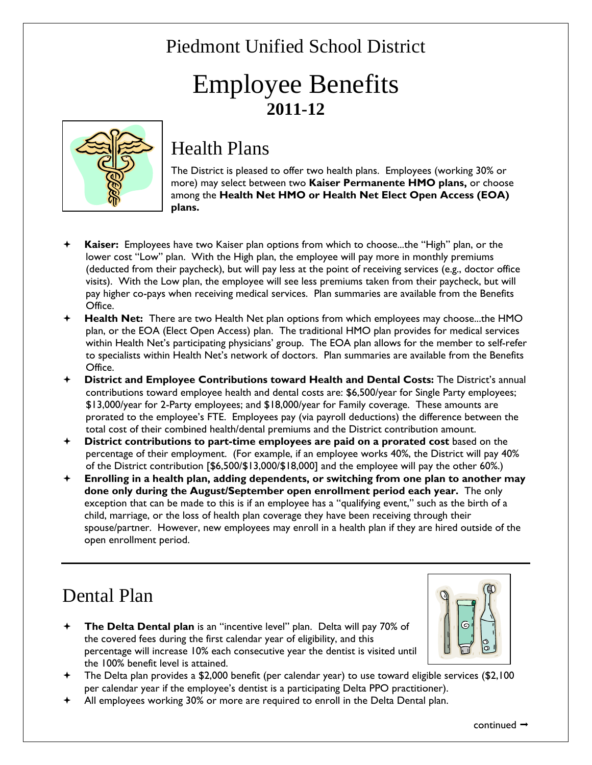# Piedmont Unified School District

# Employee Benefits

## 2011-12

## Health Plans

The District is pleased to offer two health plans. Employees (working 30% or more) may select between two **Kaiser Permanente HMO plans,** or choose among the **Health Net HMO or Health Net Elect Open Access (EOA) plans.**

- **Kaiser:** Employees have two Kaiser plan options from which to choose...the "High" plan, or the lower cost "Low" plan. With the High plan, the employee will pay more in monthly premiums (deducted from their paycheck), but will pay less at the point of receiving services (e.g., doctor office visits). With the Low plan, the employee will see less premiums taken from their paycheck, but will pay higher co-pays when receiving medical services. Plan summaries are available from the Benefits Office.
- **Health Net:** There are two Health Net plan options from which employees may choose...the HMO plan, or the EOA (Elect Open Access) plan. The traditional HMO plan provides for medical services within Health Net's participating physicians' group. The EOA plan allows for the member to self-refer to specialists within Health Net's network of doctors. Plan summaries are available from the Benefits Office.
- **District and Employee Contributions toward Health and Dental Costs:** The District's annual contributions toward employee health and dental costs are: $6,500/year for Single Party employees; $13,000/year for 2-Party employees; and $18,000/year for Family coverage. These amounts are prorated to the employee's FTE. Employees pay (via payroll deductions) the difference between the total cost of their combined health/dental premiums and the District contribution amount.
- **District contributions to part-time employees are paid on a prorated cost** based on the percentage of their employment. (For example, if an employee works 40%, the District will pay 40% of the District contribution [$6,500/$13,000/$18,000] and the employee will pay the other 60%.)
- **Enrolling in a health plan, adding dependents, or switching from one plan to another may done only during the August/September open enrollment period each year.** The only exception that can be made to this is if an employee has a "qualifying event," such as the birth of a child, marriage, or the loss of health plan coverage they have been receiving through their spouse/partner. However, new employees may enroll in a health plan if they are hired outside of the open enrollment period.

---

## Dental Plan

- **The Delta Dental plan** is an "incentive level" plan. Delta will pay 70% of the covered fees during the first calendar year of eligibility, and this percentage will increase 10% each consecutive year the dentist is visited until the 100% benefit level is attained.
- The Delta plan provides a $2,000 benefit (per calendar year) to use toward eligible services ($2,100 per calendar year if the employee's dentist is a participating Delta PPO practitioner).
- All employees working 30% or more are required to enroll in the Delta Dental plan.

continued ➞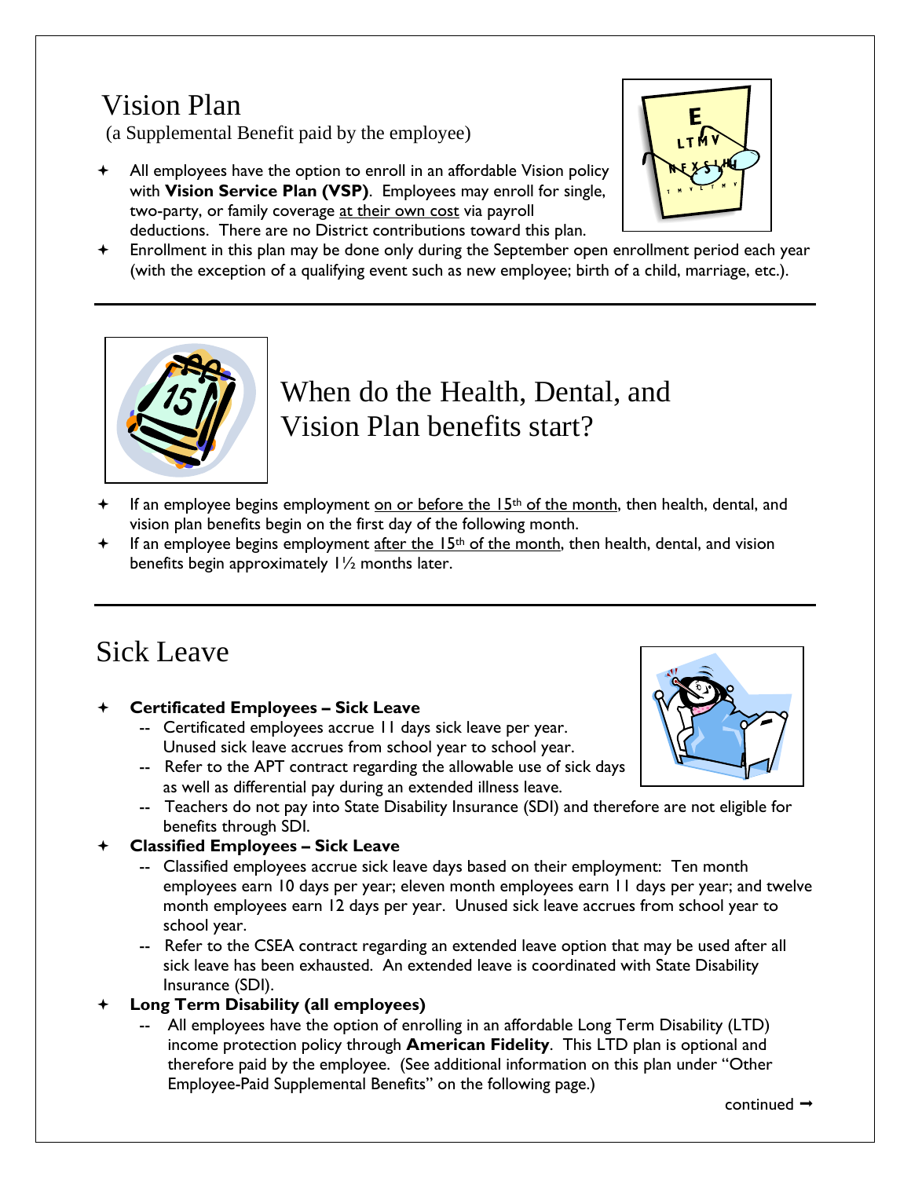# Vision Plan

(a Supplemental Benefit paid by the employee)

- All employees have the option to enroll in an affordable Vision policy with **Vision Service Plan (VSP)**. Employees may enroll for single, two-party, or family coverage at their own cost via payroll deductions. There are no District contributions toward this plan.
- Enrollment in this plan may be done only during the September open enrollment period each year (with the exception of a qualifying event such as new employee; birth of a child, marriage, etc.).

---

# When do the Health, Dental, and Vision Plan benefits start?

- If an employee begins employment on or before the 15th of the month, then health, dental, and vision plan benefits begin on the first day of the following month.
- If an employee begins employment after the 15th of the month, then health, dental, and vision benefits begin approximately 1½ months later.

---

# Sick Leave

- **Certificated Employees – Sick Leave**
  - -- Certificated employees accrue 11 days sick leave per year. Unused sick leave accrues from school year to school year.
  - -- Refer to the APT contract regarding the allowable use of sick days as well as differential pay during an extended illness leave.
  - -- Teachers do not pay into State Disability Insurance (SDI) and therefore are not eligible for benefits through SDI.
- **Classified Employees – Sick Leave**
  - -- Classified employees accrue sick leave days based on their employment: Ten month employees earn 10 days per year; eleven month employees earn 11 days per year; and twelve month employees earn 12 days per year. Unused sick leave accrues from school year to school year.
  - -- Refer to the CSEA contract regarding an extended leave option that may be used after all sick leave has been exhausted. An extended leave is coordinated with State Disability Insurance (SDI).
- **Long Term Disability (all employees)**
  - -- All employees have the option of enrolling in an affordable Long Term Disability (LTD) income protection policy through **American Fidelity**. This LTD plan is optional and therefore paid by the employee. (See additional information on this plan under "Other Employee-Paid Supplemental Benefits" on the following page.)

continued ➞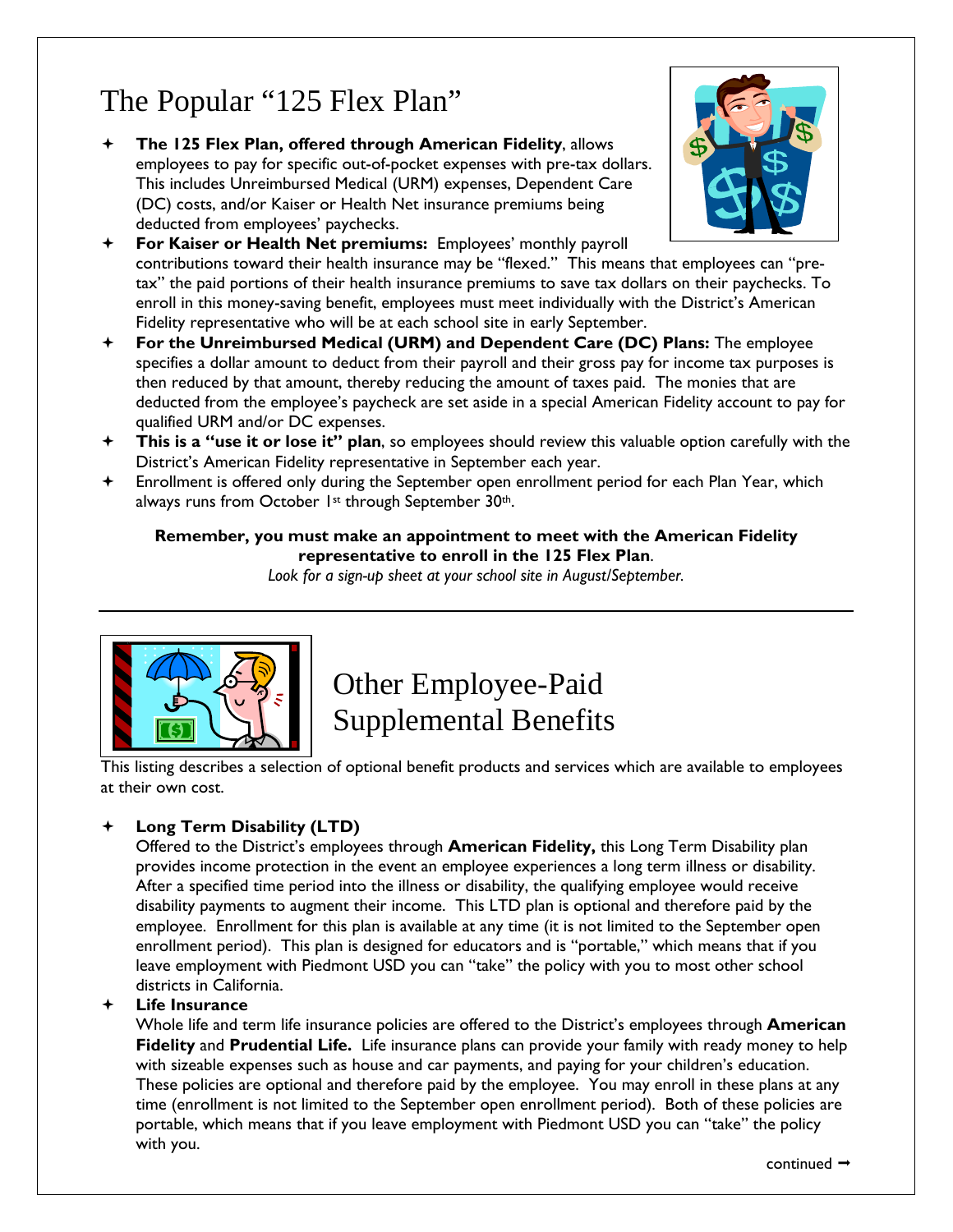# The Popular "125 Flex Plan"

- **The 125 Flex Plan, offered through American Fidelity**, allows employees to pay for specific out-of-pocket expenses with pre-tax dollars. This includes Unreimbursed Medical (URM) expenses, Dependent Care (DC) costs, and/or Kaiser or Health Net insurance premiums being deducted from employees' paychecks.
- **For Kaiser or Health Net premiums:** Employees' monthly payroll contributions toward their health insurance may be "flexed." This means that employees can "pre-tax" the paid portions of their health insurance premiums to save tax dollars on their paychecks. To enroll in this money-saving benefit, employees must meet individually with the District's American Fidelity representative who will be at each school site in early September.
- **For the Unreimbursed Medical (URM) and Dependent Care (DC) Plans:** The employee specifies a dollar amount to deduct from their payroll and their gross pay for income tax purposes is then reduced by that amount, thereby reducing the amount of taxes paid. The monies that are deducted from the employee's paycheck are set aside in a special American Fidelity account to pay for qualified URM and/or DC expenses.
- **This is a "use it or lose it" plan**, so employees should review this valuable option carefully with the District's American Fidelity representative in September each year.
- Enrollment is offered only during the September open enrollment period for each Plan Year, which always runs from October 1st through September 30th.

**Remember, you must make an appointment to meet with the American Fidelity representative to enroll in the 125 Flex Plan**.

*Look for a sign-up sheet at your school site in August/September.*

---

# Other Employee-Paid Supplemental Benefits

This listing describes a selection of optional benefit products and services which are available to employees at their own cost.

- **Long Term Disability (LTD)**
  Offered to the District's employees through **American Fidelity,** this Long Term Disability plan provides income protection in the event an employee experiences a long term illness or disability. After a specified time period into the illness or disability, the qualifying employee would receive disability payments to augment their income. This LTD plan is optional and therefore paid by the employee. Enrollment for this plan is available at any time (it is not limited to the September open enrollment period). This plan is designed for educators and is "portable," which means that if you leave employment with Piedmont USD you can "take" the policy with you to most other school districts in California.
- **Life Insurance**
  Whole life and term life insurance policies are offered to the District's employees through **American Fidelity** and **Prudential Life.** Life insurance plans can provide your family with ready money to help with sizeable expenses such as house and car payments, and paying for your children's education. These policies are optional and therefore paid by the employee. You may enroll in these plans at any time (enrollment is not limited to the September open enrollment period). Both of these policies are portable, which means that if you leave employment with Piedmont USD you can "take" the policy with you.

continued ➞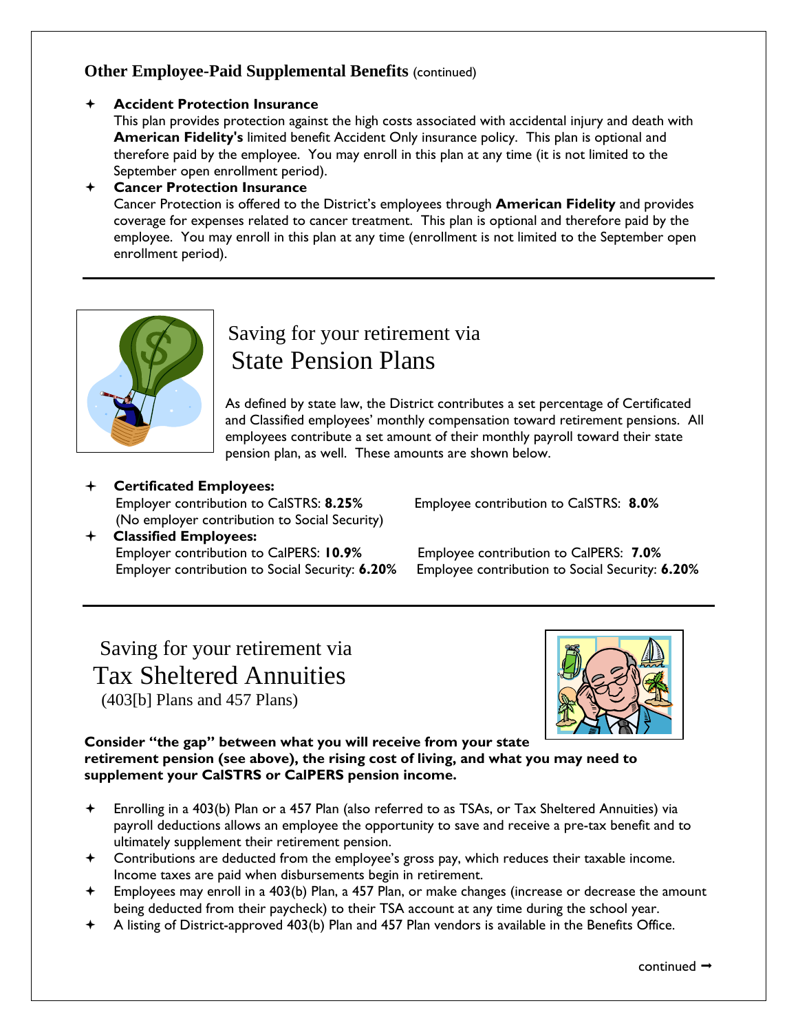### Other Employee-Paid Supplemental Benefits (continued)

- **Accident Protection Insurance**
  This plan provides protection against the high costs associated with accidental injury and death with **American Fidelity's** limited benefit Accident Only insurance policy. This plan is optional and therefore paid by the employee. You may enroll in this plan at any time (it is not limited to the September open enrollment period).
- **Cancer Protection Insurance**
  Cancer Protection is offered to the District's employees through **American Fidelity** and provides coverage for expenses related to cancer treatment. This plan is optional and therefore paid by the employee. You may enroll in this plan at any time (enrollment is not limited to the September open enrollment period).

---

## Saving for your retirement via State Pension Plans

As defined by state law, the District contributes a set percentage of Certificated and Classified employees' monthly compensation toward retirement pensions. All employees contribute a set amount of their monthly payroll toward their state pension plan, as well. These amounts are shown below.

- **Certificated Employees:**
  Employer contribution to CalSTRS: **8.25%** Employee contribution to CalSTRS: **8.0%**
  (No employer contribution to Social Security)
- **Classified Employees:**
  Employer contribution to CalPERS: **10.9%** Employee contribution to CalPERS: **7.0%**
  Employer contribution to Social Security: **6.20%** Employee contribution to Social Security: **6.20%**

---

## Saving for your retirement via Tax Sheltered Annuities
(403[b] Plans and 457 Plans)

**Consider "the gap" between what you will receive from your state retirement pension (see above), the rising cost of living, and what you may need to supplement your CalSTRS or CalPERS pension income.**

- Enrolling in a 403(b) Plan or a 457 Plan (also referred to as TSAs, or Tax Sheltered Annuities) via payroll deductions allows an employee the opportunity to save and receive a pre-tax benefit and to ultimately supplement their retirement pension.
- Contributions are deducted from the employee's gross pay, which reduces their taxable income. Income taxes are paid when disbursements begin in retirement.
- Employees may enroll in a 403(b) Plan, a 457 Plan, or make changes (increase or decrease the amount being deducted from their paycheck) to their TSA account at any time during the school year.
- A listing of District-approved 403(b) Plan and 457 Plan vendors is available in the Benefits Office.

continued ➞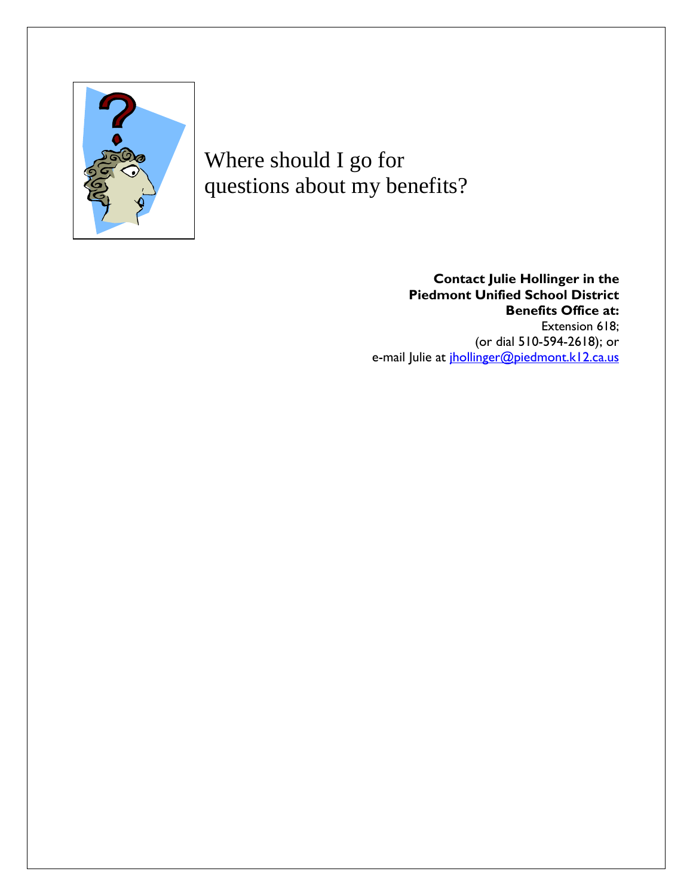Where should I go for questions about my benefits?

**Contact Julie Hollinger in the Piedmont Unified School District Benefits Office at:**

Extension 618;
(or dial 510-594-2618); or
e-mail Julie at jhollinger@piedmont.k12.ca.us